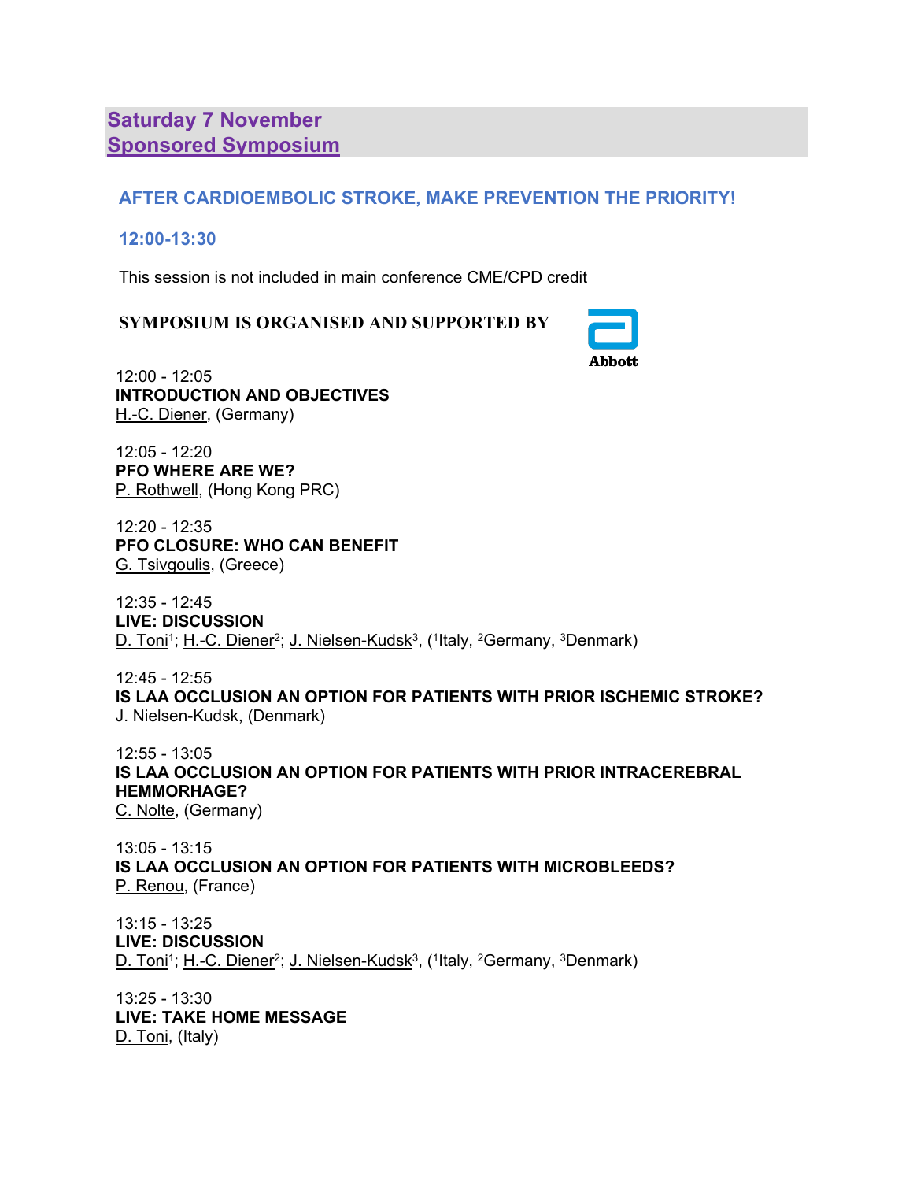## Saturday 7 November
## Sponsored Symposium

### AFTER CARDIOEMBOLIC STROKE, MAKE PREVENTION THE PRIORITY!

### 12:00-13:30

This session is not included in main conference CME/CPD credit

**SYMPOSIUM IS ORGANISED AND SUPPORTED BY**

Abbott

12:00 - 12:05
**INTRODUCTION AND OBJECTIVES**
H.-C. Diener, (Germany)

12:05 - 12:20
**PFO WHERE ARE WE?**
P. Rothwell, (Hong Kong PRC)

12:20 - 12:35
**PFO CLOSURE: WHO CAN BENEFIT**
G. Tsivgoulis, (Greece)

12:35 - 12:45
**LIVE: DISCUSSION**
D. Toni[1]; H.-C. Diener[2]; J. Nielsen-Kudsk[3], ([1]Italy, [2]Germany, [3]Denmark)

12:45 - 12:55
**IS LAA OCCLUSION AN OPTION FOR PATIENTS WITH PRIOR ISCHEMIC STROKE?**
J. Nielsen-Kudsk, (Denmark)

12:55 - 13:05
**IS LAA OCCLUSION AN OPTION FOR PATIENTS WITH PRIOR INTRACEREBRAL HEMMORHAGE?**
C. Nolte, (Germany)

13:05 - 13:15
**IS LAA OCCLUSION AN OPTION FOR PATIENTS WITH MICROBLEEDS?**
P. Renou, (France)

13:15 - 13:25
**LIVE: DISCUSSION**
D. Toni[1]; H.-C. Diener[2]; J. Nielsen-Kudsk[3], ([1]Italy, [2]Germany, [3]Denmark)

13:25 - 13:30
**LIVE: TAKE HOME MESSAGE**
D. Toni, (Italy)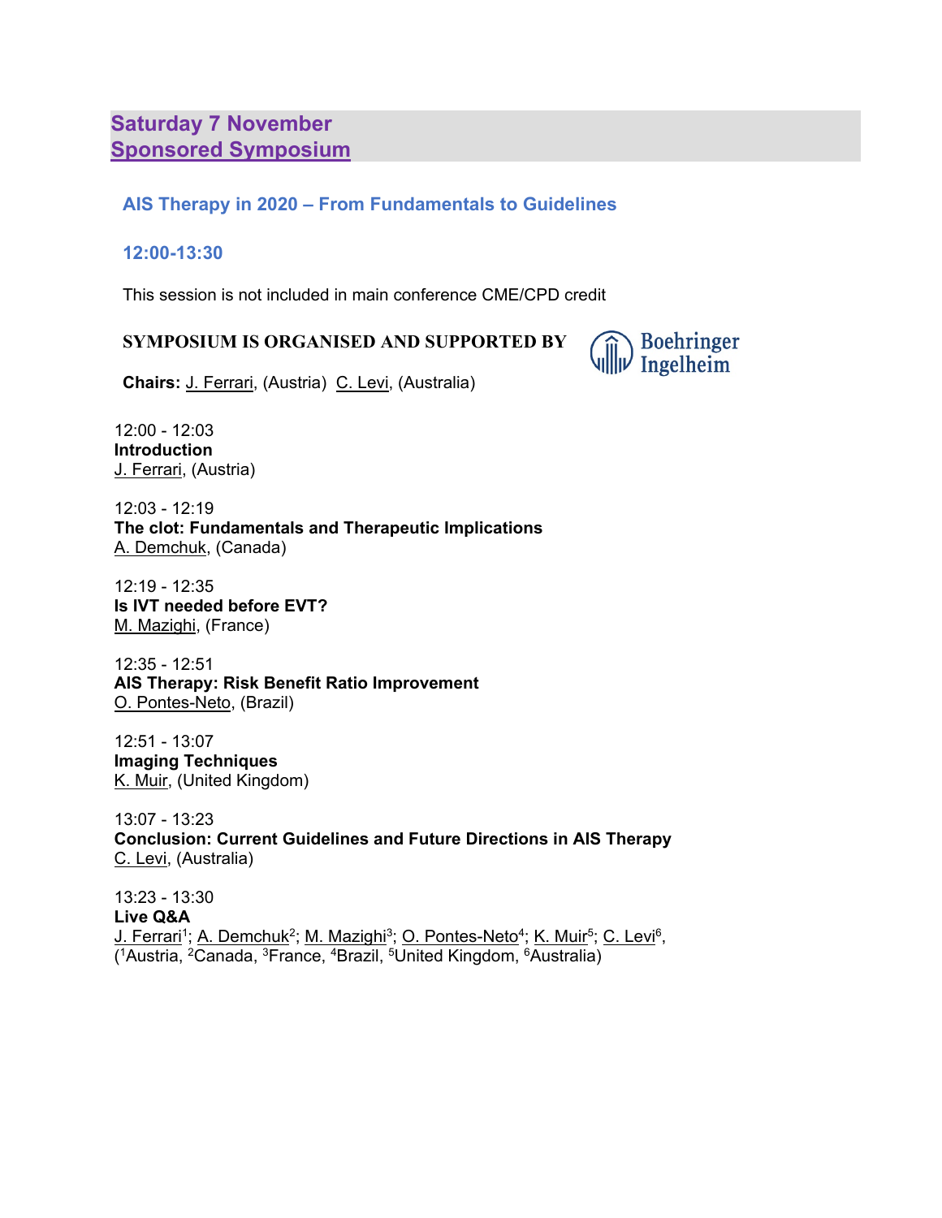## Saturday 7 November
## Sponsored Symposium

### AIS Therapy in 2020 – From Fundamentals to Guidelines

### 12:00-13:30

This session is not included in main conference CME/CPD credit

**SYMPOSIUM IS ORGANISED AND SUPPORTED BY** Boehringer Ingelheim

**Chairs:** J. Ferrari, (Austria) C. Levi, (Australia)

12:00 - 12:03
**Introduction**
J. Ferrari, (Austria)

12:03 - 12:19
**The clot: Fundamentals and Therapeutic Implications**
A. Demchuk, (Canada)

12:19 - 12:35
**Is IVT needed before EVT?**
M. Mazighi, (France)

12:35 - 12:51
**AIS Therapy: Risk Benefit Ratio Improvement**
O. Pontes-Neto, (Brazil)

12:51 - 13:07
**Imaging Techniques**
K. Muir, (United Kingdom)

13:07 - 13:23
**Conclusion: Current Guidelines and Future Directions in AIS Therapy**
C. Levi, (Australia)

13:23 - 13:30
**Live Q&A**
J. Ferrari[1]; A. Demchuk[2]; M. Mazighi[3]; O. Pontes-Neto[4]; K. Muir[5]; C. Levi[6],
([1]Austria, [2]Canada, [3]France, [4]Brazil, [5]United Kingdom, [6]Australia)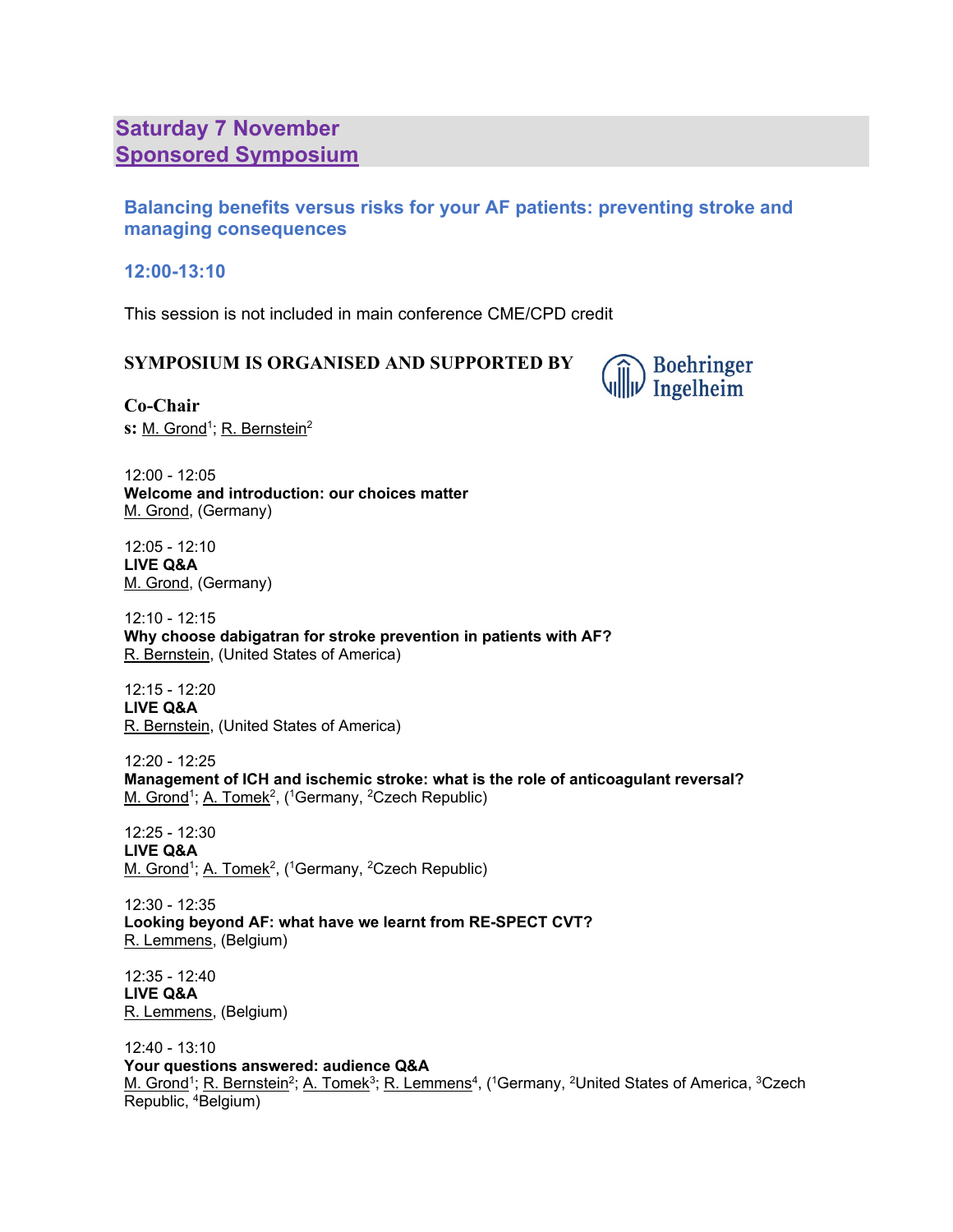## Saturday 7 November
## Sponsored Symposium

### Balancing benefits versus risks for your AF patients: preventing stroke and managing consequences

### 12:00-13:10

This session is not included in main conference CME/CPD credit

**SYMPOSIUM IS ORGANISED AND SUPPORTED BY**

Boehringer Ingelheim

**Co-Chairs:** M. Grond[1]; R. Bernstein[2]

12:00 - 12:05
**Welcome and introduction: our choices matter**
M. Grond, (Germany)

12:05 - 12:10
**LIVE Q&A**
M. Grond, (Germany)

12:10 - 12:15
**Why choose dabigatran for stroke prevention in patients with AF?**
R. Bernstein, (United States of America)

12:15 - 12:20
**LIVE Q&A**
R. Bernstein, (United States of America)

12:20 - 12:25
**Management of ICH and ischemic stroke: what is the role of anticoagulant reversal?**
M. Grond[1]; A. Tomek[2], ([1]Germany, [2]Czech Republic)

12:25 - 12:30
**LIVE Q&A**
M. Grond[1]; A. Tomek[2], ([1]Germany, [2]Czech Republic)

12:30 - 12:35
**Looking beyond AF: what have we learnt from RE-SPECT CVT?**
R. Lemmens, (Belgium)

12:35 - 12:40
**LIVE Q&A**
R. Lemmens, (Belgium)

12:40 - 13:10
**Your questions answered: audience Q&A**
M. Grond[1]; R. Bernstein[2]; A. Tomek[3]; R. Lemmens[4], ([1]Germany, [2]United States of America, [3]Czech Republic, [4]Belgium)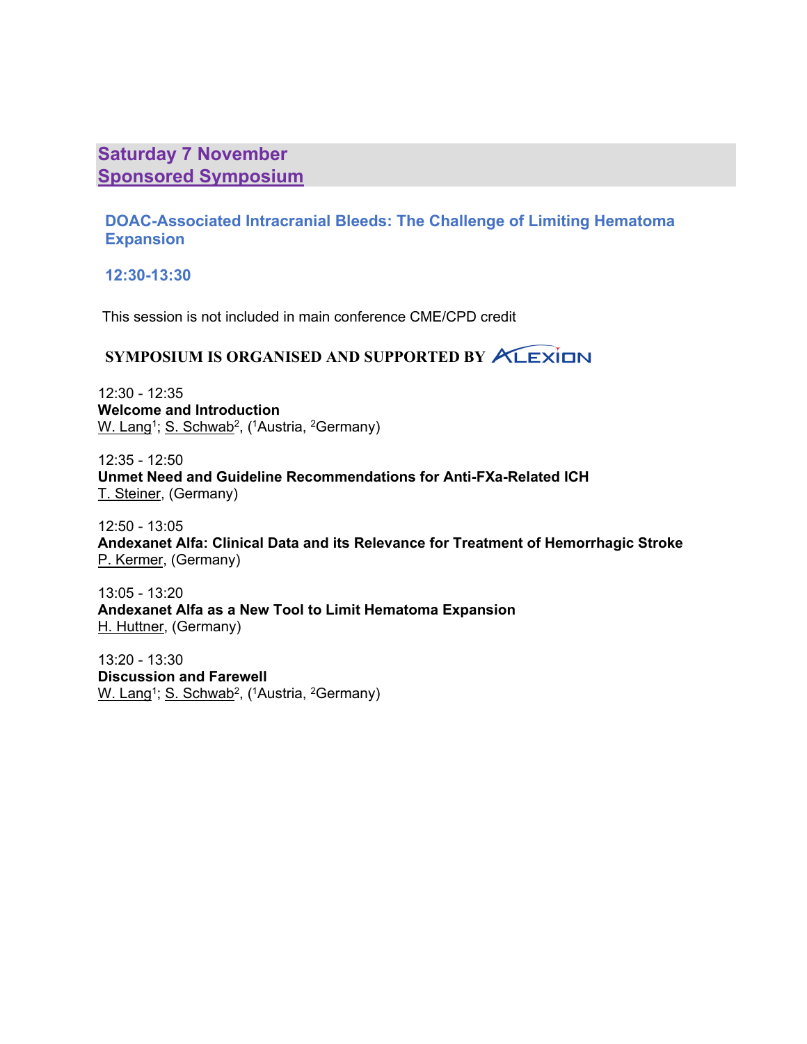## Saturday 7 November
## Sponsored Symposium

### DOAC-Associated Intracranial Bleeds: The Challenge of Limiting Hematoma Expansion

### 12:30-13:30

This session is not included in main conference CME/CPD credit

**SYMPOSIUM IS ORGANISED AND SUPPORTED BY ALEXION**

12:30 - 12:35
**Welcome and Introduction**
W. Lang[1]; S. Schwab[2], ([1]Austria, [2]Germany)

12:35 - 12:50
**Unmet Need and Guideline Recommendations for Anti-FXa-Related ICH**
T. Steiner, (Germany)

12:50 - 13:05
**Andexanet Alfa: Clinical Data and its Relevance for Treatment of Hemorrhagic Stroke**
P. Kermer, (Germany)

13:05 - 13:20
**Andexanet Alfa as a New Tool to Limit Hematoma Expansion**
H. Huttner, (Germany)

13:20 - 13:30
**Discussion and Farewell**
W. Lang[1]; S. Schwab[2], ([1]Austria, [2]Germany)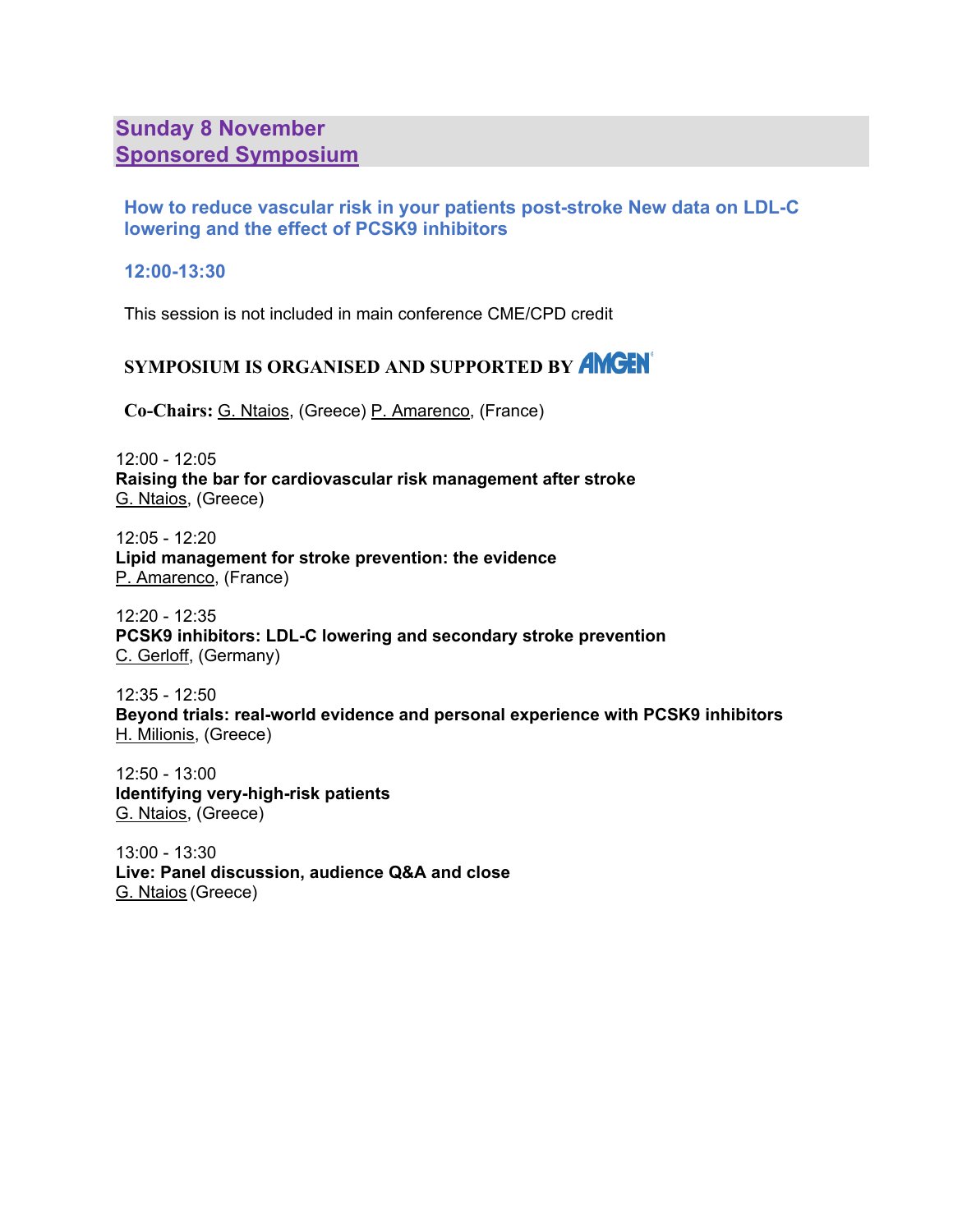## Sunday 8 November
## Sponsored Symposium

### How to reduce vascular risk in your patients post-stroke New data on LDL-C lowering and the effect of PCSK9 inhibitors

### 12:00-13:30

This session is not included in main conference CME/CPD credit

**SYMPOSIUM IS ORGANISED AND SUPPORTED BY AMGEN**

**Co-Chairs:** G. Ntaios, (Greece) P. Amarenco, (France)

12:00 - 12:05
**Raising the bar for cardiovascular risk management after stroke**
G. Ntaios, (Greece)

12:05 - 12:20
**Lipid management for stroke prevention: the evidence**
P. Amarenco, (France)

12:20 - 12:35
**PCSK9 inhibitors: LDL-C lowering and secondary stroke prevention**
C. Gerloff, (Germany)

12:35 - 12:50
**Beyond trials: real-world evidence and personal experience with PCSK9 inhibitors**
H. Milionis, (Greece)

12:50 - 13:00
**Identifying very-high-risk patients**
G. Ntaios, (Greece)

13:00 - 13:30
**Live: Panel discussion, audience Q&A and close**
G. Ntaios (Greece)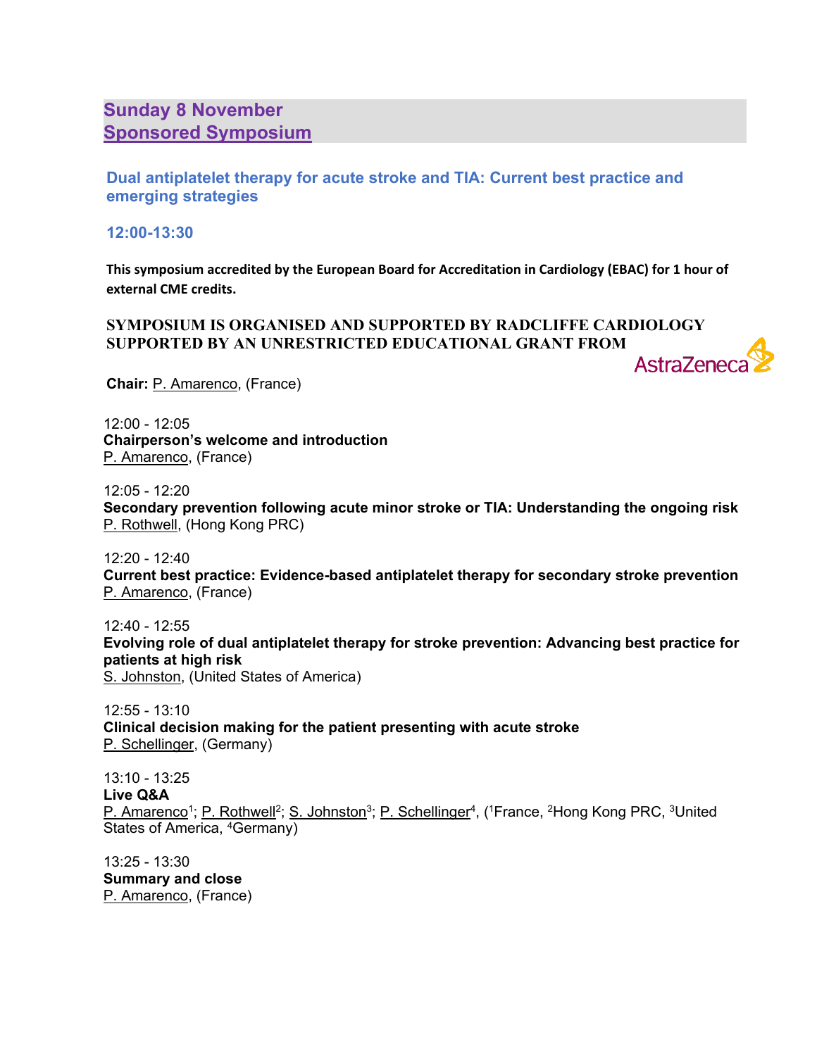## Sunday 8 November
## Sponsored Symposium

### Dual antiplatelet therapy for acute stroke and TIA: Current best practice and emerging strategies

### 12:00-13:30

**This symposium accredited by the European Board for Accreditation in Cardiology (EBAC) for 1 hour of external CME credits.**

**SYMPOSIUM IS ORGANISED AND SUPPORTED BY RADCLIFFE CARDIOLOGY SUPPORTED BY AN UNRESTRICTED EDUCATIONAL GRANT FROM**

AstraZeneca

**Chair:** P. Amarenco, (France)

12:00 - 12:05
**Chairperson's welcome and introduction**
P. Amarenco, (France)

12:05 - 12:20
**Secondary prevention following acute minor stroke or TIA: Understanding the ongoing risk**
P. Rothwell, (Hong Kong PRC)

12:20 - 12:40
**Current best practice: Evidence-based antiplatelet therapy for secondary stroke prevention**
P. Amarenco, (France)

12:40 - 12:55
**Evolving role of dual antiplatelet therapy for stroke prevention: Advancing best practice for patients at high risk**
S. Johnston, (United States of America)

12:55 - 13:10
**Clinical decision making for the patient presenting with acute stroke**
P. Schellinger, (Germany)

13:10 - 13:25
**Live Q&A**
P. Amarenco[1]; P. Rothwell[2]; S. Johnston[3]; P. Schellinger[4], ([1]France, [2]Hong Kong PRC, [3]United States of America, [4]Germany)

13:25 - 13:30
**Summary and close**
P. Amarenco, (France)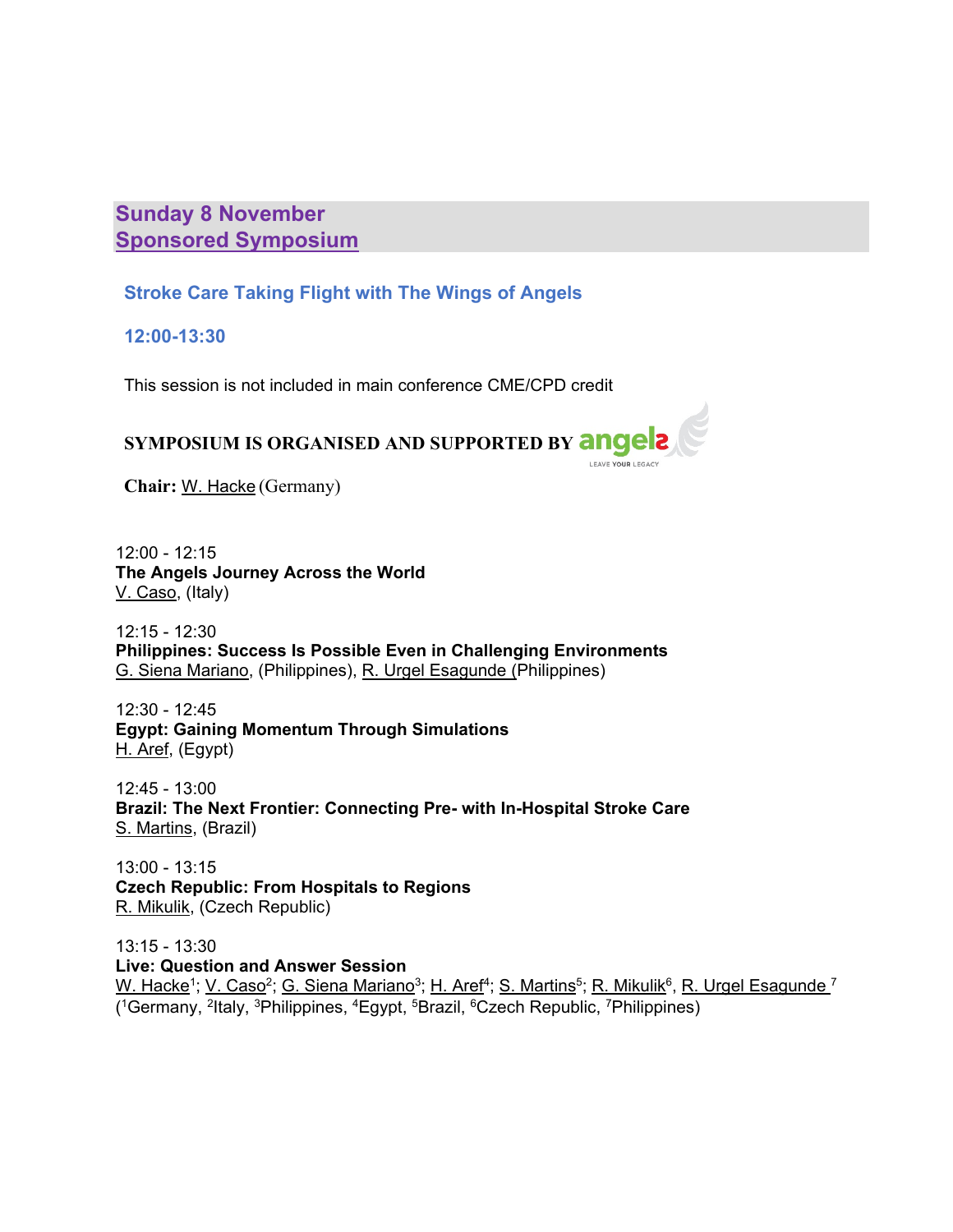## Sunday 8 November
## Sponsored Symposium

### Stroke Care Taking Flight with The Wings of Angels

### 12:00-13:30

This session is not included in main conference CME/CPD credit

**SYMPOSIUM IS ORGANISED AND SUPPORTED BY** angels LEAVE YOUR LEGACY

**Chair:** W. Hacke (Germany)

12:00 - 12:15
**The Angels Journey Across the World**
V. Caso, (Italy)

12:15 - 12:30
**Philippines: Success Is Possible Even in Challenging Environments**
G. Siena Mariano, (Philippines), R. Urgel Esagunde (Philippines)

12:30 - 12:45
**Egypt: Gaining Momentum Through Simulations**
H. Aref, (Egypt)

12:45 - 13:00
**Brazil: The Next Frontier: Connecting Pre- with In-Hospital Stroke Care**
S. Martins, (Brazil)

13:00 - 13:15
**Czech Republic: From Hospitals to Regions**
R. Mikulik, (Czech Republic)

13:15 - 13:30
**Live: Question and Answer Session**
W. Hacke[1]; V. Caso[2]; G. Siena Mariano[3]; H. Aref[4]; S. Martins[5]; R. Mikulik[6], R. Urgel Esagunde [7]
([1]Germany, [2]Italy, [3]Philippines, [4]Egypt, [5]Brazil, [6]Czech Republic, [7]Philippines)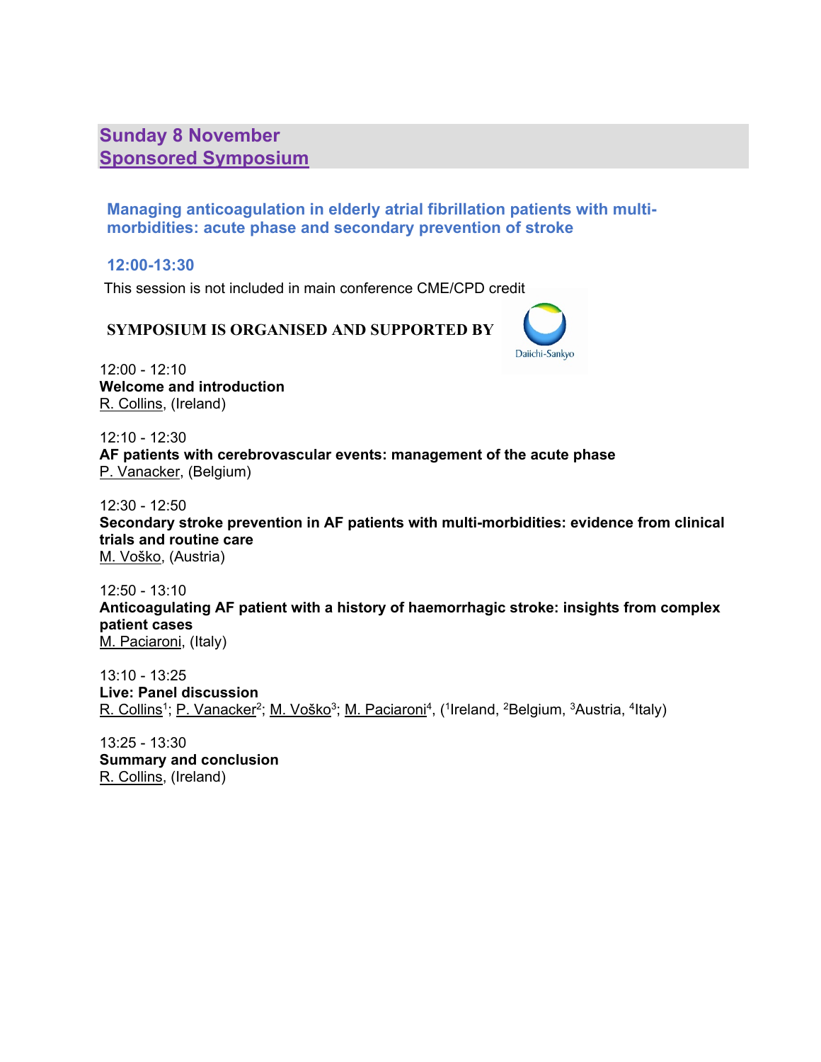## Sunday 8 November
## Sponsored Symposium

### Managing anticoagulation in elderly atrial fibrillation patients with multi-morbidities: acute phase and secondary prevention of stroke

### 12:00-13:30

This session is not included in main conference CME/CPD credit

**SYMPOSIUM IS ORGANISED AND SUPPORTED BY**

Daiichi-Sankyo

12:00 - 12:10
**Welcome and introduction**
R. Collins, (Ireland)

12:10 - 12:30
**AF patients with cerebrovascular events: management of the acute phase**
P. Vanacker, (Belgium)

12:30 - 12:50
**Secondary stroke prevention in AF patients with multi-morbidities: evidence from clinical trials and routine care**
M. Voško, (Austria)

12:50 - 13:10
**Anticoagulating AF patient with a history of haemorrhagic stroke: insights from complex patient cases**
M. Paciaroni, (Italy)

13:10 - 13:25
**Live: Panel discussion**
R. Collins[1]; P. Vanacker[2]; M. Voško[3]; M. Paciaroni[4], ([1]Ireland, [2]Belgium, [3]Austria, [4]Italy)

13:25 - 13:30
**Summary and conclusion**
R. Collins, (Ireland)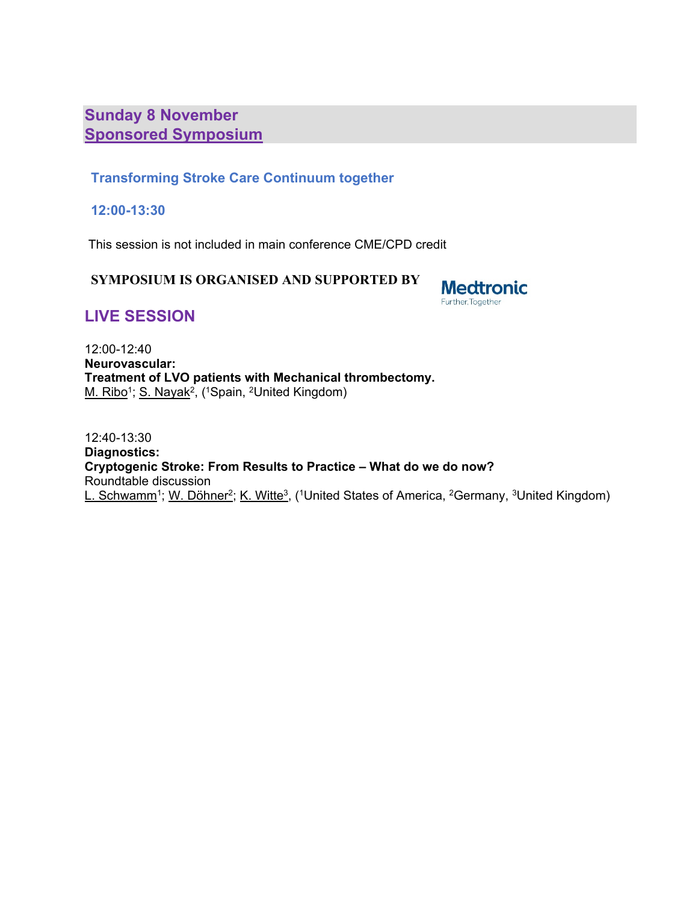## Sunday 8 November

## Sponsored Symposium

### Transforming Stroke Care Continuum together

### 12:00-13:30

This session is not included in main conference CME/CPD credit

**SYMPOSIUM IS ORGANISED AND SUPPORTED BY**

Medtronic
Further, Together

## LIVE SESSION

12:00-12:40
**Neurovascular:**
**Treatment of LVO patients with Mechanical thrombectomy.**
M. Ribo[1]; S. Nayak[2], ([1]Spain, [2]United Kingdom)

12:40-13:30
**Diagnostics:**
**Cryptogenic Stroke: From Results to Practice – What do we do now?**
Roundtable discussion
L. Schwamm[1]; W. Döhner[2]; K. Witte[3], ([1]United States of America, [2]Germany, [3]United Kingdom)